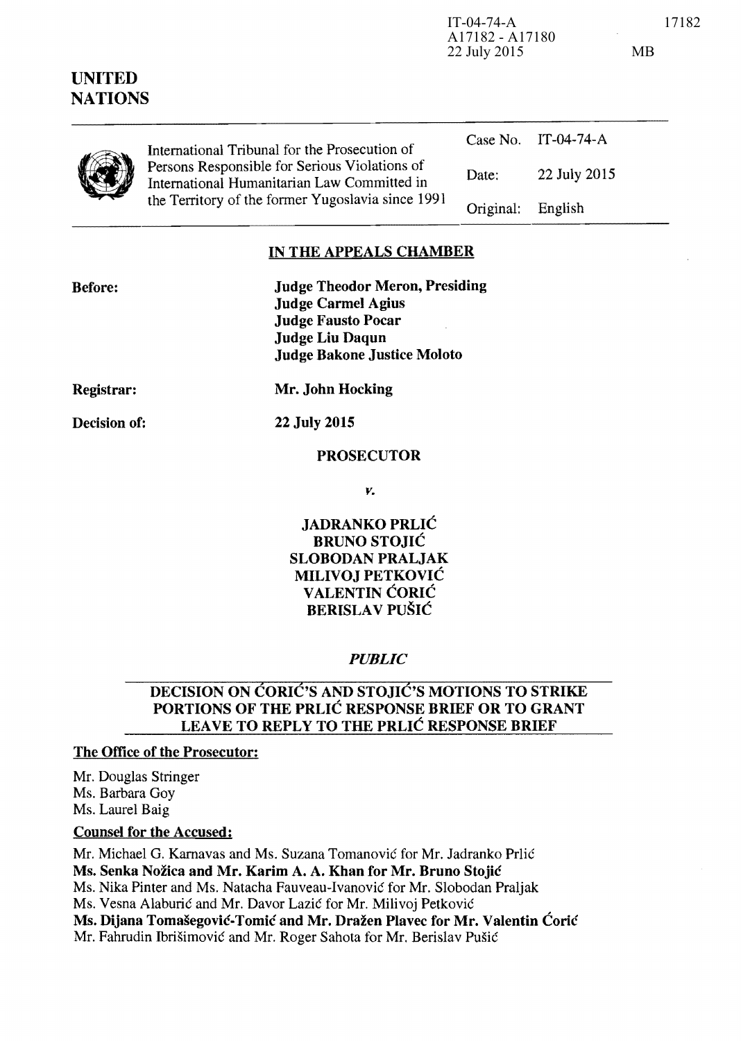IT-04-74-A
A17182 - A17180
22 July 2015

MB

# UNITED NATIONS

International Tribunal for the Prosecution of Persons Responsible for Serious Violations of International Humanitarian Law Committed in the Territory of the former Yugoslavia since 1991

| | |
|---|---|
| Case No. | IT-04-74-A |
| Date: | 22 July 2015 |
| Original: | English |

## IN THE APPEALS CHAMBER

**Before:**

**Judge Theodor Meron, Presiding**
**Judge Carmel Agius**
**Judge Fausto Pocar**
**Judge Liu Daqun**
**Judge Bakone Justice Moloto**

**Registrar:** **Mr. John Hocking**

**Decision of:** **22 July 2015**

**PROSECUTOR**

*v.*

**JADRANKO PRLIĆ**
**BRUNO STOJIĆ**
**SLOBODAN PRALJAK**
**MILIVOJ PETKOVIĆ**
**VALENTIN ĆORIĆ**
**BERISLAV PUŠIĆ**

***PUBLIC***

## DECISION ON ĆORIĆ'S AND STOJIĆ'S MOTIONS TO STRIKE PORTIONS OF THE PRLIĆ RESPONSE BRIEF OR TO GRANT LEAVE TO REPLY TO THE PRLIĆ RESPONSE BRIEF

**The Office of the Prosecutor:**

Mr. Douglas Stringer
Ms. Barbara Goy
Ms. Laurel Baig

**Counsel for the Accused:**

Mr. Michael G. Karnavas and Ms. Suzana Tomanović for Mr. Jadranko Prlić
**Ms. Senka Nožica and Mr. Karim A. A. Khan for Mr. Bruno Stojić**
Ms. Nika Pinter and Ms. Natacha Fauveau-Ivanović for Mr. Slobodan Praljak
Ms. Vesna Alaburić and Mr. Davor Lazić for Mr. Milivoj Petković
**Ms. Dijana Tomašegović-Tomić and Mr. Dražen Plavec for Mr. Valentin Ćorić**
Mr. Fahrudin Ibrišimović and Mr. Roger Sahota for Mr. Berislav Pušić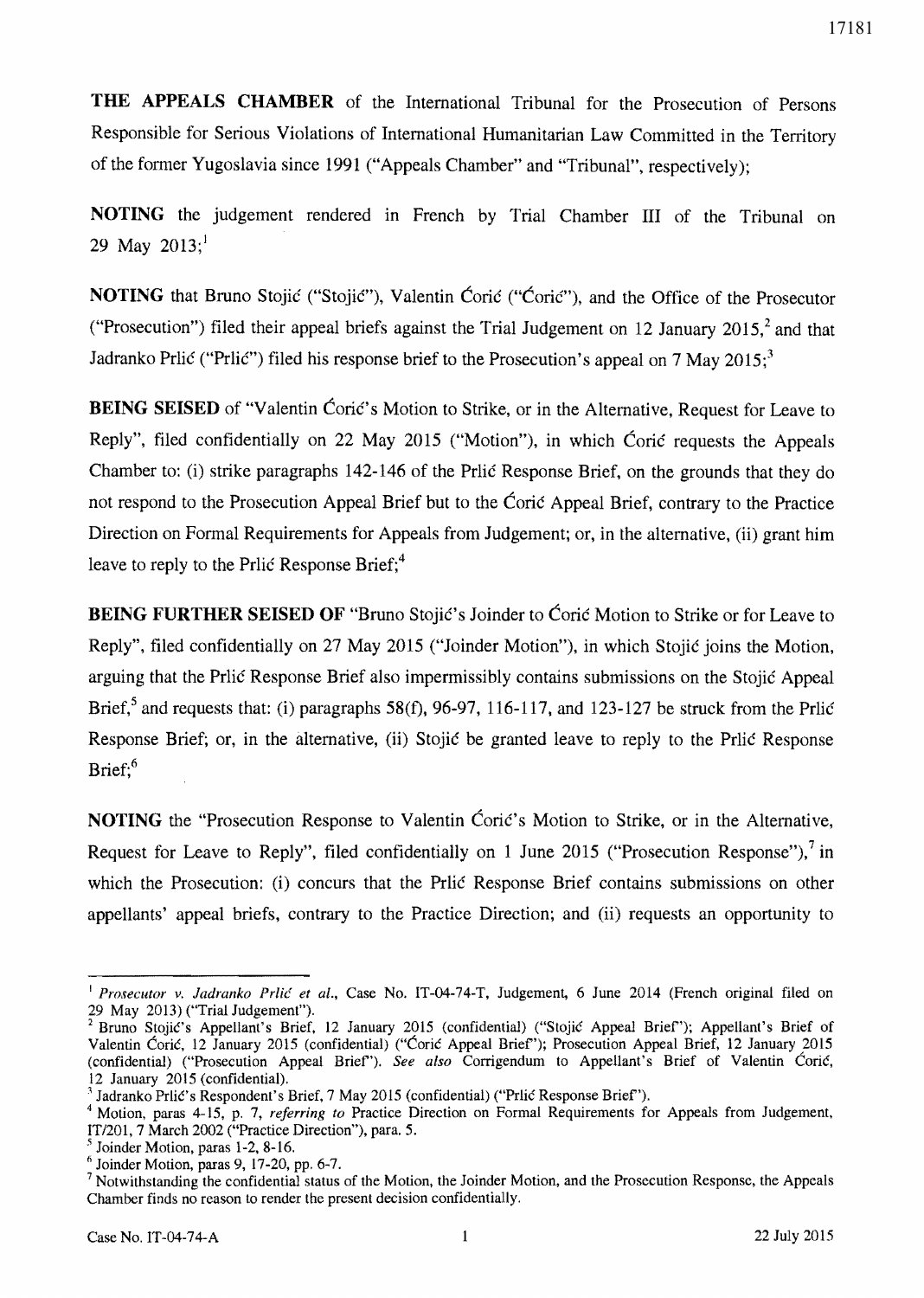**THE APPEALS CHAMBER** of the International Tribunal for the Prosecution of Persons Responsible for Serious Violations of International Humanitarian Law Committed in the Territory of the former Yugoslavia since 1991 ("Appeals Chamber" and "Tribunal", respectively);

**NOTING** the judgement rendered in French by Trial Chamber III of the Tribunal on 29 May 2013;[1]

**NOTING** that Bruno Stojić ("Stojić"), Valentin Ćorić ("Ćorić"), and the Office of the Prosecutor ("Prosecution") filed their appeal briefs against the Trial Judgement on 12 January 2015,[2] and that Jadranko Prlić ("Prlić") filed his response brief to the Prosecution's appeal on 7 May 2015;[3]

**BEING SEISED** of "Valentin Ćorić's Motion to Strike, or in the Alternative, Request for Leave to Reply", filed confidentially on 22 May 2015 ("Motion"), in which Ćorić requests the Appeals Chamber to: (i) strike paragraphs 142-146 of the Prlić Response Brief, on the grounds that they do not respond to the Prosecution Appeal Brief but to the Ćorić Appeal Brief, contrary to the Practice Direction on Formal Requirements for Appeals from Judgement; or, in the alternative, (ii) grant him leave to reply to the Prlić Response Brief;[4]

**BEING FURTHER SEISED OF** "Bruno Stojić's Joinder to Ćorić Motion to Strike or for Leave to Reply", filed confidentially on 27 May 2015 ("Joinder Motion"), in which Stojić joins the Motion, arguing that the Prlić Response Brief also impermissibly contains submissions on the Stojić Appeal Brief,[5] and requests that: (i) paragraphs 58(f), 96-97, 116-117, and 123-127 be struck from the Prlić Response Brief; or, in the alternative, (ii) Stojić be granted leave to reply to the Prlić Response Brief;[6]

**NOTING** the "Prosecution Response to Valentin Ćorić's Motion to Strike, or in the Alternative, Request for Leave to Reply", filed confidentially on 1 June 2015 ("Prosecution Response"),[7] in which the Prosecution: (i) concurs that the Prlić Response Brief contains submissions on other appellants' appeal briefs, contrary to the Practice Direction; and (ii) requests an opportunity to

---

[1] *Prosecutor v. Jadranko Prlić et al.*, Case No. IT-04-74-T, Judgement, 6 June 2014 (French original filed on 29 May 2013) ("Trial Judgement").

[2] Bruno Stojić's Appellant's Brief, 12 January 2015 (confidential) ("Stojić Appeal Brief"); Appellant's Brief of Valentin Ćorić, 12 January 2015 (confidential) ("Ćorić Appeal Brief"); Prosecution Appeal Brief, 12 January 2015 (confidential) ("Prosecution Appeal Brief"). *See also* Corrigendum to Appellant's Brief of Valentin Ćorić, 12 January 2015 (confidential).

[3] Jadranko Prlić's Respondent's Brief, 7 May 2015 (confidential) ("Prlić Response Brief").

[4] Motion, paras 4-15, p. 7, *referring to* Practice Direction on Formal Requirements for Appeals from Judgement, IT/201, 7 March 2002 ("Practice Direction"), para. 5.

[5] Joinder Motion, paras 1-2, 8-16.

[6] Joinder Motion, paras 9, 17-20, pp. 6-7.

[7] Notwithstanding the confidential status of the Motion, the Joinder Motion, and the Prosecution Response, the Appeals Chamber finds no reason to render the present decision confidentially.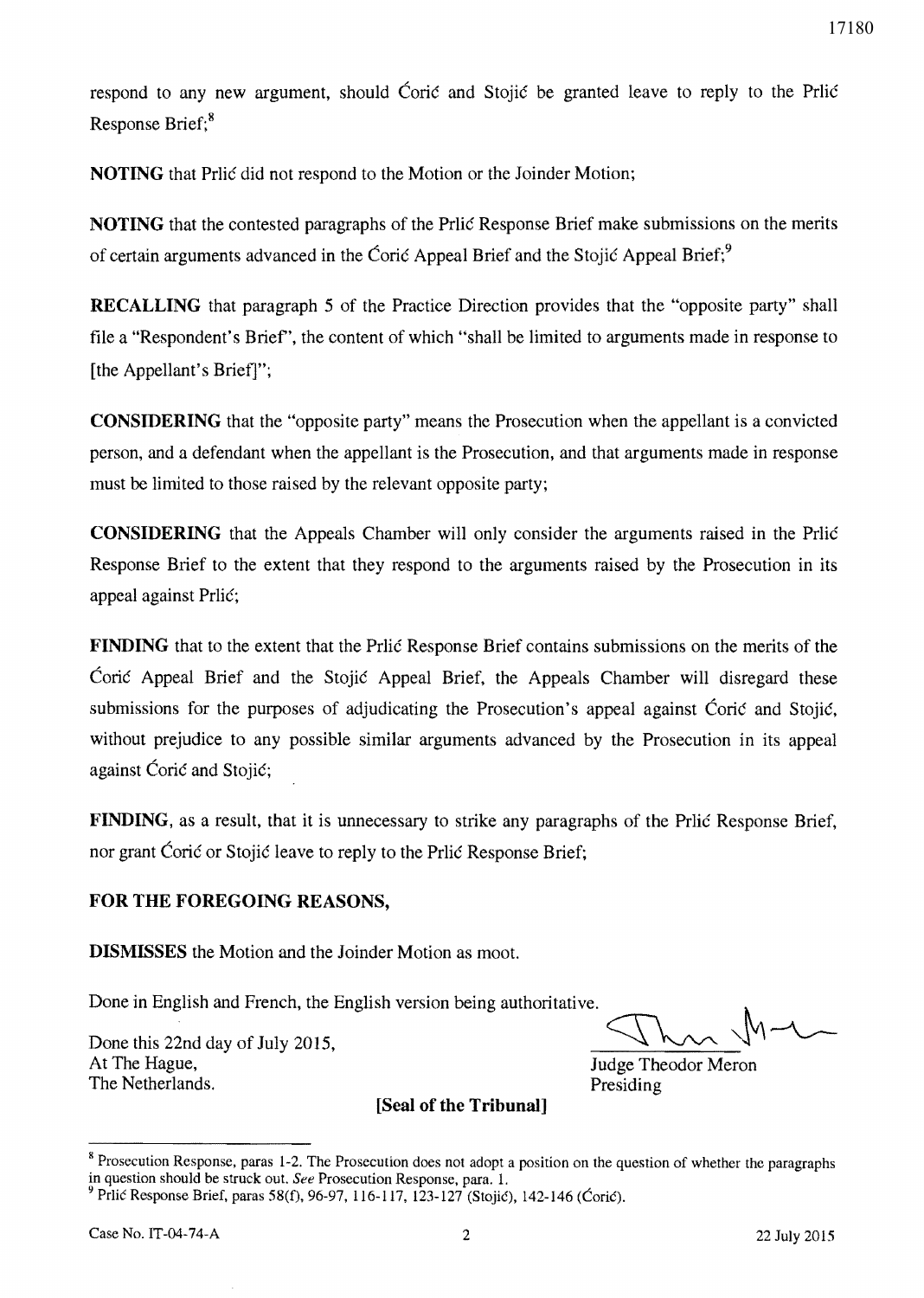respond to any new argument, should Ćorić and Stojić be granted leave to reply to the Prlić Response Brief;[8]

**NOTING** that Prlić did not respond to the Motion or the Joinder Motion;

**NOTING** that the contested paragraphs of the Prlić Response Brief make submissions on the merits of certain arguments advanced in the Ćorić Appeal Brief and the Stojić Appeal Brief;[9]

**RECALLING** that paragraph 5 of the Practice Direction provides that the "opposite party" shall file a "Respondent's Brief", the content of which "shall be limited to arguments made in response to [the Appellant's Brief]";

**CONSIDERING** that the "opposite party" means the Prosecution when the appellant is a convicted person, and a defendant when the appellant is the Prosecution, and that arguments made in response must be limited to those raised by the relevant opposite party;

**CONSIDERING** that the Appeals Chamber will only consider the arguments raised in the Prlić Response Brief to the extent that they respond to the arguments raised by the Prosecution in its appeal against Prlić;

**FINDING** that to the extent that the Prlić Response Brief contains submissions on the merits of the Ćorić Appeal Brief and the Stojić Appeal Brief, the Appeals Chamber will disregard these submissions for the purposes of adjudicating the Prosecution's appeal against Ćorić and Stojić, without prejudice to any possible similar arguments advanced by the Prosecution in its appeal against Ćorić and Stojić;

**FINDING**, as a result, that it is unnecessary to strike any paragraphs of the Prlić Response Brief, nor grant Ćorić or Stojić leave to reply to the Prlić Response Brief;

**FOR THE FOREGOING REASONS,**

**DISMISSES** the Motion and the Joinder Motion as moot.

Done in English and French, the English version being authoritative.

Done this 22nd day of July 2015,
At The Hague,
The Netherlands.

Judge Theodor Meron
Presiding

**[Seal of the Tribunal]**

---

[8] Prosecution Response, paras 1-2. The Prosecution does not adopt a position on the question of whether the paragraphs in question should be struck out. *See* Prosecution Response, para. 1.

[9] Prlić Response Brief, paras 58(f), 96-97, 116-117, 123-127 (Stojić), 142-146 (Ćorić).